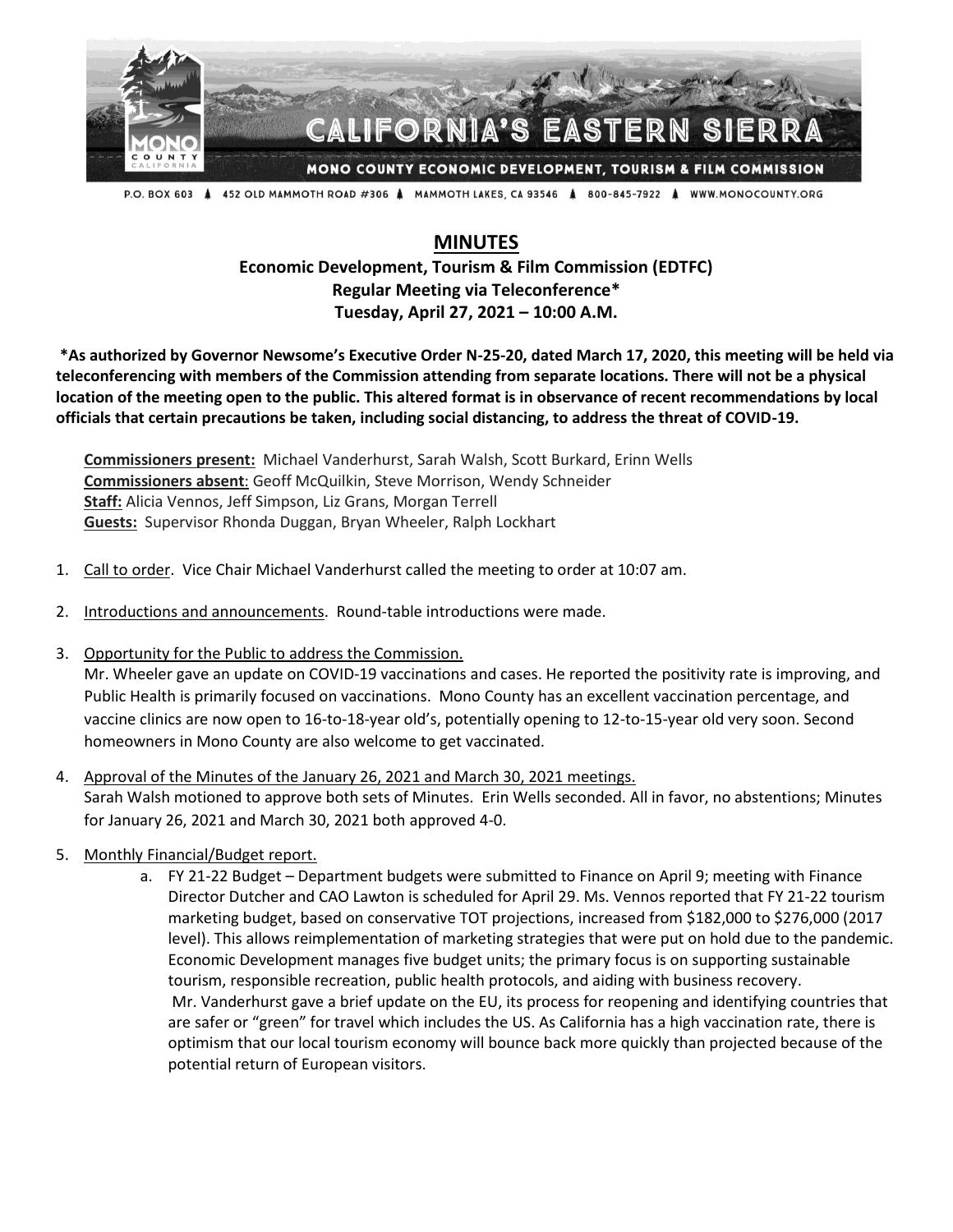CALIFORNIA'S EASTERN SIERRA

MONO COUNTY ECONOMIC DEVELOPMENT, TOURISM & FILM COMMISSION

P.O. BOX 603 ▲ 452 OLD MAMMOTH ROAD #306 ▲ MAMMOTH LAKES, CA 93546 ▲ 800-845-7922 ▲ WWW.MONOCOUNTY.ORG

# MINUTES

## Economic Development, Tourism & Film Commission (EDTFC)
## Regular Meeting via Teleconference*
## Tuesday, April 27, 2021 – 10:00 A.M.

**\*As authorized by Governor Newsome's Executive Order N-25-20, dated March 17, 2020, this meeting will be held via teleconferencing with members of the Commission attending from separate locations. There will not be a physical location of the meeting open to the public. This altered format is in observance of recent recommendations by local officials that certain precautions be taken, including social distancing, to address the threat of COVID-19.**

**Commissioners present:** Michael Vanderhurst, Sarah Walsh, Scott Burkard, Erinn Wells
**Commissioners absent**: Geoff McQuilkin, Steve Morrison, Wendy Schneider
**Staff:** Alicia Vennos, Jeff Simpson, Liz Grans, Morgan Terrell
**Guests:** Supervisor Rhonda Duggan, Bryan Wheeler, Ralph Lockhart

1. Call to order. Vice Chair Michael Vanderhurst called the meeting to order at 10:07 am.

2. Introductions and announcements. Round-table introductions were made.

3. Opportunity for the Public to address the Commission.
   Mr. Wheeler gave an update on COVID-19 vaccinations and cases. He reported the positivity rate is improving, and Public Health is primarily focused on vaccinations. Mono County has an excellent vaccination percentage, and vaccine clinics are now open to 16-to-18-year old's, potentially opening to 12-to-15-year old very soon. Second homeowners in Mono County are also welcome to get vaccinated.

4. Approval of the Minutes of the January 26, 2021 and March 30, 2021 meetings.
   Sarah Walsh motioned to approve both sets of Minutes. Erin Wells seconded. All in favor, no abstentions; Minutes for January 26, 2021 and March 30, 2021 both approved 4-0.

5. Monthly Financial/Budget report.
   a. FY 21-22 Budget – Department budgets were submitted to Finance on April 9; meeting with Finance Director Dutcher and CAO Lawton is scheduled for April 29. Ms. Vennos reported that FY 21-22 tourism marketing budget, based on conservative TOT projections, increased from $182,000 to $276,000 (2017 level). This allows reimplementation of marketing strategies that were put on hold due to the pandemic. Economic Development manages five budget units; the primary focus is on supporting sustainable tourism, responsible recreation, public health protocols, and aiding with business recovery.
   Mr. Vanderhurst gave a brief update on the EU, its process for reopening and identifying countries that are safer or "green" for travel which includes the US. As California has a high vaccination rate, there is optimism that our local tourism economy will bounce back more quickly than projected because of the potential return of European visitors.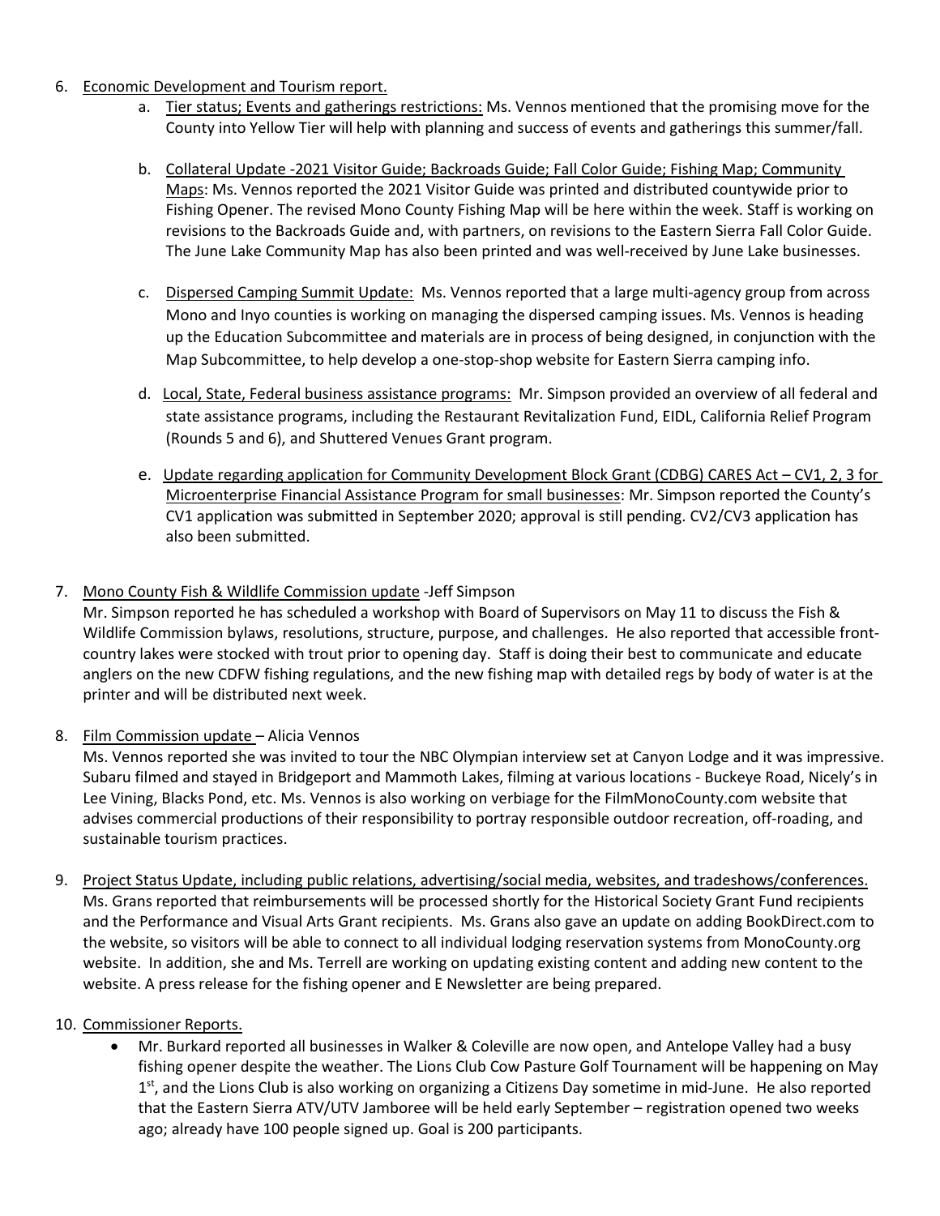6. Economic Development and Tourism report.
    a. Tier status; Events and gatherings restrictions: Ms. Vennos mentioned that the promising move for the County into Yellow Tier will help with planning and success of events and gatherings this summer/fall.

    b. Collateral Update -2021 Visitor Guide; Backroads Guide; Fall Color Guide; Fishing Map; Community Maps: Ms. Vennos reported the 2021 Visitor Guide was printed and distributed countywide prior to Fishing Opener. The revised Mono County Fishing Map will be here within the week. Staff is working on revisions to the Backroads Guide and, with partners, on revisions to the Eastern Sierra Fall Color Guide. The June Lake Community Map has also been printed and was well-received by June Lake businesses.

    c. Dispersed Camping Summit Update: Ms. Vennos reported that a large multi-agency group from across Mono and Inyo counties is working on managing the dispersed camping issues. Ms. Vennos is heading up the Education Subcommittee and materials are in process of being designed, in conjunction with the Map Subcommittee, to help develop a one-stop-shop website for Eastern Sierra camping info.

    d. Local, State, Federal business assistance programs: Mr. Simpson provided an overview of all federal and state assistance programs, including the Restaurant Revitalization Fund, EIDL, California Relief Program (Rounds 5 and 6), and Shuttered Venues Grant program.

    e. Update regarding application for Community Development Block Grant (CDBG) CARES Act – CV1, 2, 3 for Microenterprise Financial Assistance Program for small businesses: Mr. Simpson reported the County's CV1 application was submitted in September 2020; approval is still pending. CV2/CV3 application has also been submitted.

7. Mono County Fish & Wildlife Commission update -Jeff Simpson

   Mr. Simpson reported he has scheduled a workshop with Board of Supervisors on May 11 to discuss the Fish & Wildlife Commission bylaws, resolutions, structure, purpose, and challenges. He also reported that accessible front-country lakes were stocked with trout prior to opening day. Staff is doing their best to communicate and educate anglers on the new CDFW fishing regulations, and the new fishing map with detailed regs by body of water is at the printer and will be distributed next week.

8. Film Commission update – Alicia Vennos

   Ms. Vennos reported she was invited to tour the NBC Olympian interview set at Canyon Lodge and it was impressive. Subaru filmed and stayed in Bridgeport and Mammoth Lakes, filming at various locations - Buckeye Road, Nicely's in Lee Vining, Blacks Pond, etc. Ms. Vennos is also working on verbiage for the FilmMonoCounty.com website that advises commercial productions of their responsibility to portray responsible outdoor recreation, off-roading, and sustainable tourism practices.

9. Project Status Update, including public relations, advertising/social media, websites, and tradeshows/conferences.

   Ms. Grans reported that reimbursements will be processed shortly for the Historical Society Grant Fund recipients and the Performance and Visual Arts Grant recipients. Ms. Grans also gave an update on adding BookDirect.com to the website, so visitors will be able to connect to all individual lodging reservation systems from MonoCounty.org website. In addition, she and Ms. Terrell are working on updating existing content and adding new content to the website. A press release for the fishing opener and E Newsletter are being prepared.

10. Commissioner Reports.
    - Mr. Burkard reported all businesses in Walker & Coleville are now open, and Antelope Valley had a busy fishing opener despite the weather. The Lions Club Cow Pasture Golf Tournament will be happening on May 1st, and the Lions Club is also working on organizing a Citizens Day sometime in mid-June. He also reported that the Eastern Sierra ATV/UTV Jamboree will be held early September – registration opened two weeks ago; already have 100 people signed up. Goal is 200 participants.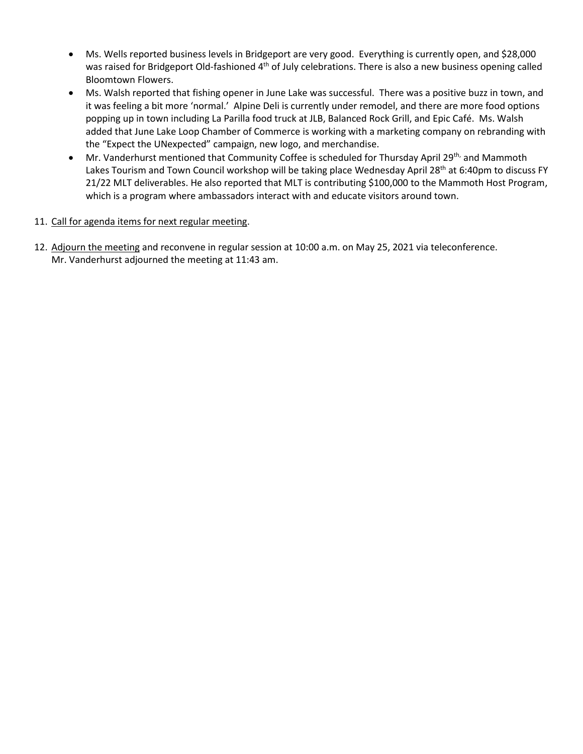- Ms. Wells reported business levels in Bridgeport are very good. Everything is currently open, and $28,000 was raised for Bridgeport Old-fashioned 4th of July celebrations. There is also a new business opening called Bloomtown Flowers.
- Ms. Walsh reported that fishing opener in June Lake was successful. There was a positive buzz in town, and it was feeling a bit more 'normal.' Alpine Deli is currently under remodel, and there are more food options popping up in town including La Parilla food truck at JLB, Balanced Rock Grill, and Epic Café. Ms. Walsh added that June Lake Loop Chamber of Commerce is working with a marketing company on rebranding with the "Expect the UNexpected" campaign, new logo, and merchandise.
- Mr. Vanderhurst mentioned that Community Coffee is scheduled for Thursday April 29th, and Mammoth Lakes Tourism and Town Council workshop will be taking place Wednesday April 28th at 6:40pm to discuss FY 21/22 MLT deliverables. He also reported that MLT is contributing $100,000 to the Mammoth Host Program, which is a program where ambassadors interact with and educate visitors around town.

11. Call for agenda items for next regular meeting.

12. Adjourn the meeting and reconvene in regular session at 10:00 a.m. on May 25, 2021 via teleconference.
    Mr. Vanderhurst adjourned the meeting at 11:43 am.